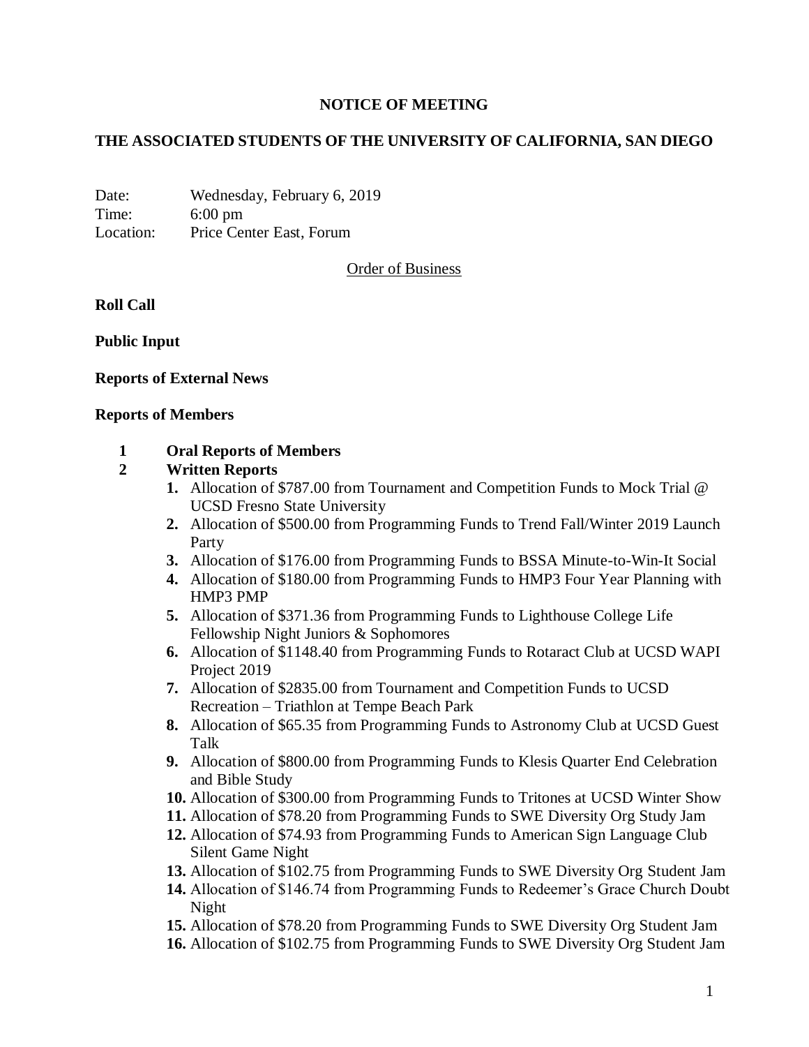# NOTICE OF MEETING

## THE ASSOCIATED STUDENTS OF THE UNIVERSITY OF CALIFORNIA, SAN DIEGO

Date: Wednesday, February 6, 2019
Time: 6:00 pm
Location: Price Center East, Forum

Order of Business

**Roll Call**

**Public Input**

**Reports of External News**

**Reports of Members**

**1 Oral Reports of Members**

**2 Written Reports**

1. Allocation of $787.00 from Tournament and Competition Funds to Mock Trial @ UCSD Fresno State University
2. Allocation of $500.00 from Programming Funds to Trend Fall/Winter 2019 Launch Party
3. Allocation of $176.00 from Programming Funds to BSSA Minute-to-Win-It Social
4. Allocation of $180.00 from Programming Funds to HMP3 Four Year Planning with HMP3 PMP
5. Allocation of $371.36 from Programming Funds to Lighthouse College Life Fellowship Night Juniors & Sophomores
6. Allocation of $1148.40 from Programming Funds to Rotaract Club at UCSD WAPI Project 2019
7. Allocation of $2835.00 from Tournament and Competition Funds to UCSD Recreation – Triathlon at Tempe Beach Park
8. Allocation of $65.35 from Programming Funds to Astronomy Club at UCSD Guest Talk
9. Allocation of $800.00 from Programming Funds to Klesis Quarter End Celebration and Bible Study
10. Allocation of $300.00 from Programming Funds to Tritones at UCSD Winter Show
11. Allocation of $78.20 from Programming Funds to SWE Diversity Org Study Jam
12. Allocation of $74.93 from Programming Funds to American Sign Language Club Silent Game Night
13. Allocation of $102.75 from Programming Funds to SWE Diversity Org Student Jam
14. Allocation of $146.74 from Programming Funds to Redeemer's Grace Church Doubt Night
15. Allocation of $78.20 from Programming Funds to SWE Diversity Org Student Jam
16. Allocation of $102.75 from Programming Funds to SWE Diversity Org Student Jam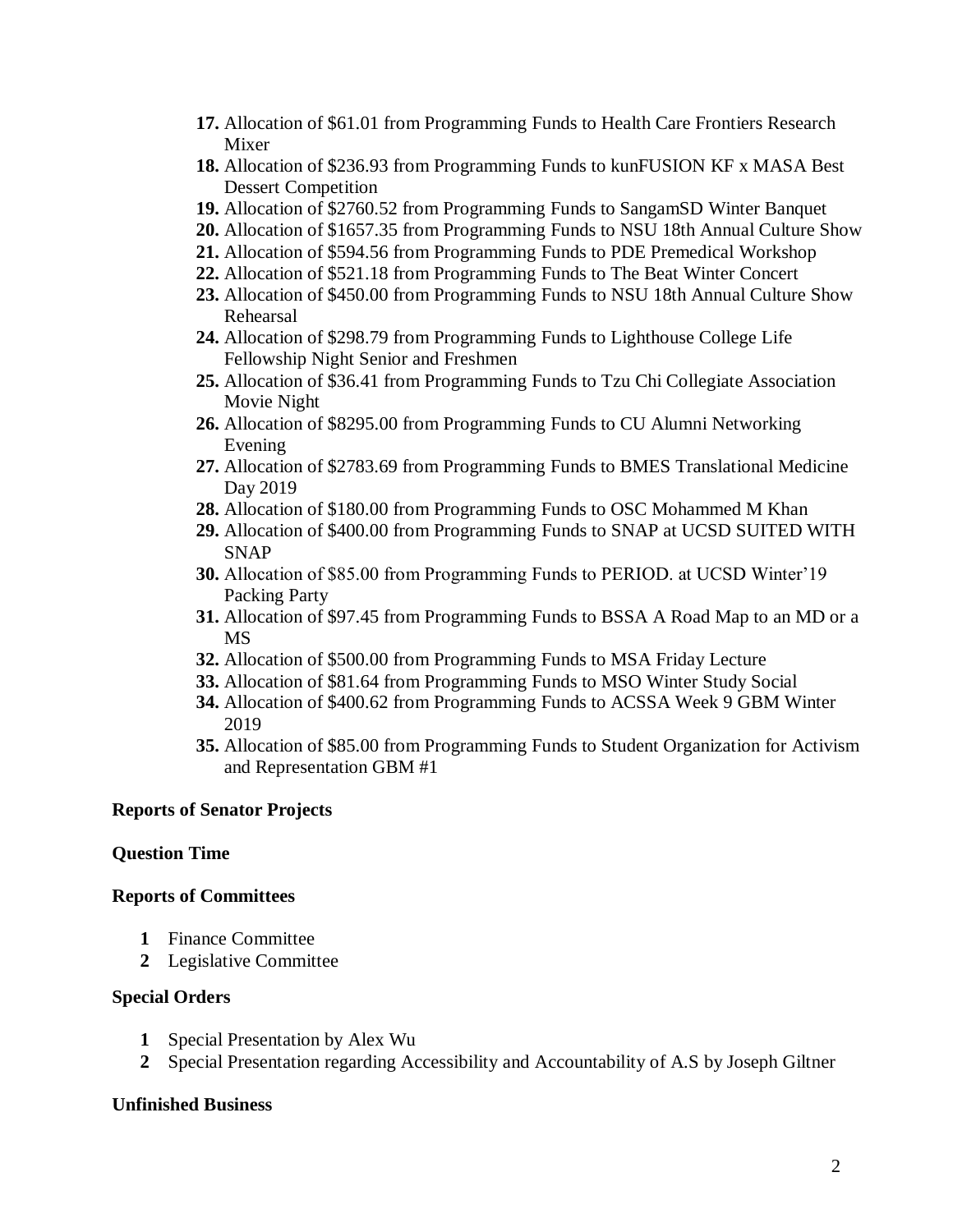17. Allocation of $61.01 from Programming Funds to Health Care Frontiers Research Mixer
18. Allocation of $236.93 from Programming Funds to kunFUSION KF x MASA Best Dessert Competition
19. Allocation of $2760.52 from Programming Funds to SangamSD Winter Banquet
20. Allocation of $1657.35 from Programming Funds to NSU 18th Annual Culture Show
21. Allocation of $594.56 from Programming Funds to PDE Premedical Workshop
22. Allocation of $521.18 from Programming Funds to The Beat Winter Concert
23. Allocation of $450.00 from Programming Funds to NSU 18th Annual Culture Show Rehearsal
24. Allocation of $298.79 from Programming Funds to Lighthouse College Life Fellowship Night Senior and Freshmen
25. Allocation of $36.41 from Programming Funds to Tzu Chi Collegiate Association Movie Night
26. Allocation of $8295.00 from Programming Funds to CU Alumni Networking Evening
27. Allocation of $2783.69 from Programming Funds to BMES Translational Medicine Day 2019
28. Allocation of $180.00 from Programming Funds to OSC Mohammed M Khan
29. Allocation of $400.00 from Programming Funds to SNAP at UCSD SUITED WITH SNAP
30. Allocation of $85.00 from Programming Funds to PERIOD. at UCSD Winter'19 Packing Party
31. Allocation of $97.45 from Programming Funds to BSSA A Road Map to an MD or a MS
32. Allocation of $500.00 from Programming Funds to MSA Friday Lecture
33. Allocation of $81.64 from Programming Funds to MSO Winter Study Social
34. Allocation of $400.62 from Programming Funds to ACSSA Week 9 GBM Winter 2019
35. Allocation of $85.00 from Programming Funds to Student Organization for Activism and Representation GBM #1

**Reports of Senator Projects**

**Question Time**

**Reports of Committees**

1. Finance Committee
2. Legislative Committee

**Special Orders**

1. Special Presentation by Alex Wu
2. Special Presentation regarding Accessibility and Accountability of A.S by Joseph Giltner

**Unfinished Business**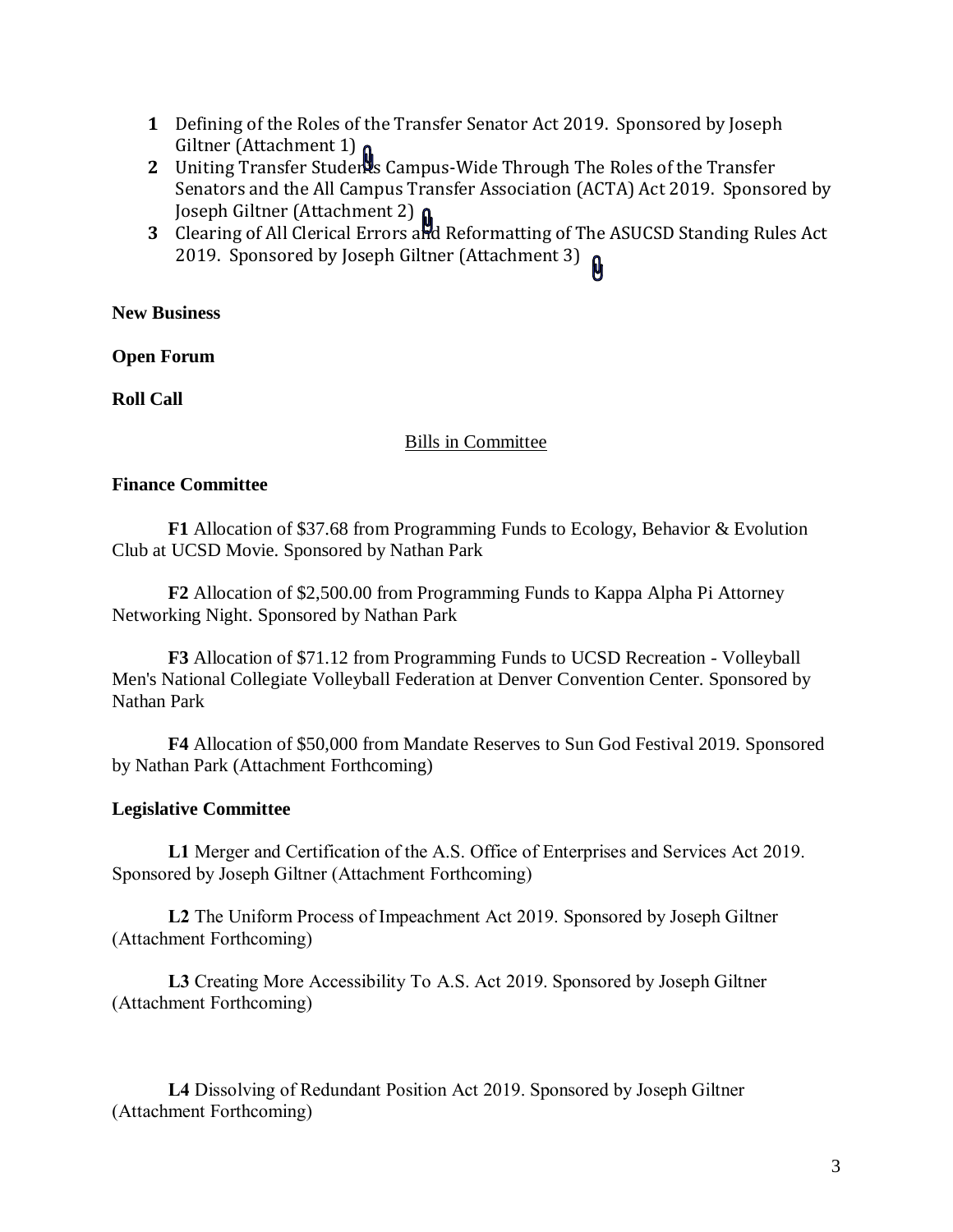1. Defining of the Roles of the Transfer Senator Act 2019. Sponsored by Joseph Giltner (Attachment 1)
2. Uniting Transfer Students Campus-Wide Through The Roles of the Transfer Senators and the All Campus Transfer Association (ACTA) Act 2019. Sponsored by Joseph Giltner (Attachment 2)
3. Clearing of All Clerical Errors and Reformatting of The ASUCSD Standing Rules Act 2019. Sponsored by Joseph Giltner (Attachment 3)

**New Business**

**Open Forum**

**Roll Call**

## Bills in Committee

**Finance Committee**

**F1** Allocation of $37.68 from Programming Funds to Ecology, Behavior & Evolution Club at UCSD Movie. Sponsored by Nathan Park

**F2** Allocation of $2,500.00 from Programming Funds to Kappa Alpha Pi Attorney Networking Night. Sponsored by Nathan Park

**F3** Allocation of $71.12 from Programming Funds to UCSD Recreation - Volleyball Men's National Collegiate Volleyball Federation at Denver Convention Center. Sponsored by Nathan Park

**F4** Allocation of $50,000 from Mandate Reserves to Sun God Festival 2019. Sponsored by Nathan Park (Attachment Forthcoming)

**Legislative Committee**

**L1** Merger and Certification of the A.S. Office of Enterprises and Services Act 2019. Sponsored by Joseph Giltner (Attachment Forthcoming)

**L2** The Uniform Process of Impeachment Act 2019. Sponsored by Joseph Giltner (Attachment Forthcoming)

**L3** Creating More Accessibility To A.S. Act 2019. Sponsored by Joseph Giltner (Attachment Forthcoming)

**L4** Dissolving of Redundant Position Act 2019. Sponsored by Joseph Giltner (Attachment Forthcoming)